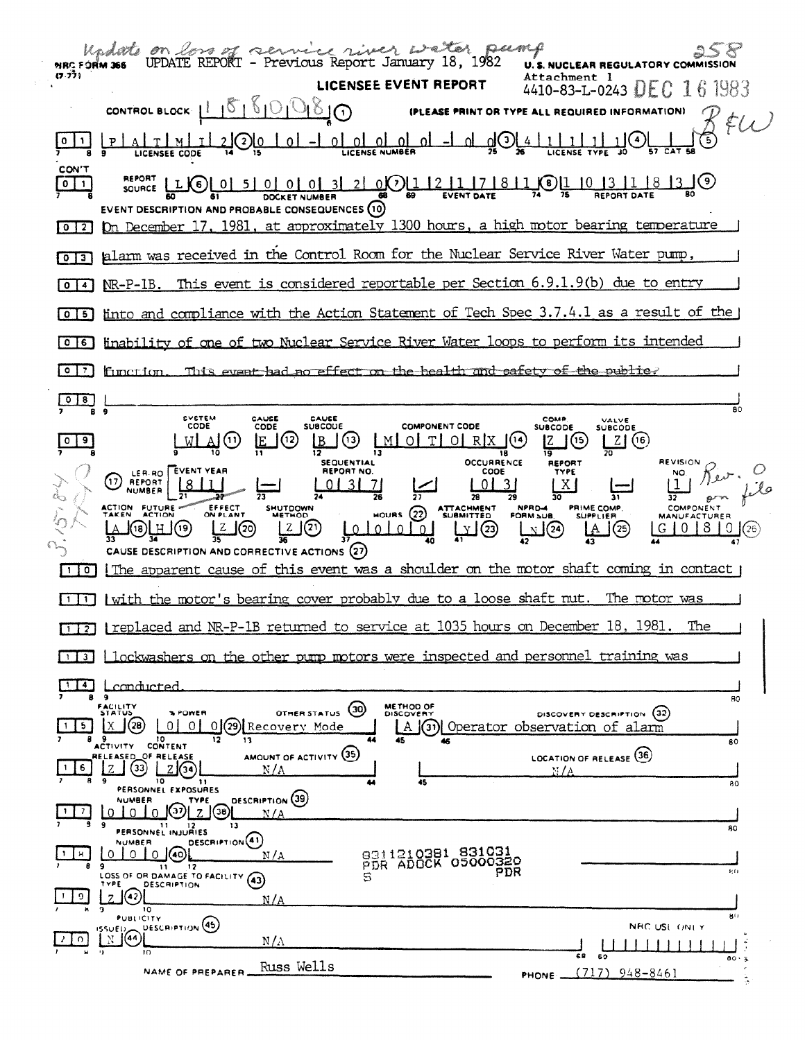*Update on loss of service river water pump*

258

NRC FORM 366 (7-77)

UPDATE REPORT - Previous Report January 18, 1982

U. S. NUCLEAR REGULATORY COMMISSION

Attachment 1

4410-83-L-0243 DEC 16 1983

# LICENSEE EVENT REPORT

CONTROL BLOCK: 1 8 8 0 0 8 (1) (PLEASE PRINT OR TYPE ALL REQUIRED INFORMATION)

*B&W*

| | | |
|---|---|---|
| 0 1 | LICENSEE CODE | P A T M I 2 (2) |
| | LICENSE NUMBER | 0 0 - 0 0 0 0 0 - 0 0 (3) |
| | LICENSE TYPE | 4 1 1 1 1 (4) |
| | CAT | (5) |

| | | |
|---|---|---|
| CON'T 0 1 | REPORT SOURCE | L (6) |
| | DOCKET NUMBER | 0 5 0 0 0 3 2 0 (7) |
| | EVENT DATE | 1 2 1 7 8 1 (8) |
| | REPORT DATE | 1 0 3 1 8 3 (9) |

**EVENT DESCRIPTION AND PROBABLE CONSEQUENCES (10)**

0 2 On December 17, 1981, at approximately 1300 hours, a high motor bearing temperature

0 3 alarm was received in the Control Room for the Nuclear Service River Water pump,

0 4 NR-P-1B. This event is considered reportable per Section 6.9.1.9(b) due to entry

0 5 into and compliance with the Action Statement of Tech Spec 3.7.4.1 as a result of the

0 6 inability of one of two Nuclear Service River Water loops to perform its intended

0 7 function. ~~This event had no effect on the health and safety of the public.~~

0 8

| SYSTEM CODE | CAUSE CODE | CAUSE SUBCODE | COMPONENT CODE | COMP. SUBCODE | VALVE SUBCODE |
|---|---|---|---|---|---|
| W A (11) | E (12) | B (13) | M O T O R X (14) | Z (15) | Z (16) |

| | EVENT YEAR | | SEQUENTIAL REPORT NO. | | OCCURRENCE CODE | REPORT TYPE | | REVISION NO. |
|---|---|---|---|---|---|---|---|---|
| (17) LER/RO REPORT NUMBER | 8 1 | — | 0 3 7 | / | 0 3 | X | — | 1 |

*Rev. 0 on file*

*3/5/84*

| ACTION TAKEN | FUTURE ACTION | EFFECT ON PLANT | SHUTDOWN METHOD | HOURS (22) | ATTACHMENT SUBMITTED | NPRD-4 FORM SUB. | PRIME COMP. SUPPLIER | COMPONENT MANUFACTURER |
|---|---|---|---|---|---|---|---|---|
| A (18) | H (19) | Z (20) | Z (21) | 0 0 0 0 | Y (23) | N (24) | A (25) | G 0 8 0 (26) |

**CAUSE DESCRIPTION AND CORRECTIVE ACTIONS (27)**

1 0 The apparent cause of this event was a shoulder on the motor shaft coming in contact

1 1 with the motor's bearing cover probably due to a loose shaft nut. The motor was

1 2 replaced and NR-P-1B returned to service at 1035 hours on December 18, 1981. The

1 3 lockwashers on the other pump motors were inspected and personnel training was

1 4 conducted.

| | FACILITY STATUS | % POWER | OTHER STATUS (30) | METHOD OF DISCOVERY | DISCOVERY DESCRIPTION (32) |
|---|---|---|---|---|---|
| 1 5 | X (28) | 0 0 0 (29) | Recovery Mode | A (31) | Operator observation of alarm |

| | ACTIVITY RELEASED | CONTENT OF RELEASE | AMOUNT OF ACTIVITY (35) | LOCATION OF RELEASE (36) |
|---|---|---|---|---|
| 1 6 | Z (33) | Z (34) | N/A | N/A |

**PERSONNEL EXPOSURES**

| | NUMBER | TYPE | DESCRIPTION (39) |
|---|---|---|---|
| 1 7 | 0 0 0 (37) | Z (38) | N/A |

**PERSONNEL INJURIES**

| | NUMBER | DESCRIPTION (41) |
|---|---|---|
| 1 8 | 0 0 0 (40) | N/A |

8311210381 831031
PDR ADOCK 05000320
S PDR

**LOSS OF OR DAMAGE TO FACILITY (43)**

| | TYPE | DESCRIPTION |
|---|---|---|
| 1 9 | Z (42) | N/A |

**PUBLICITY**

| | ISSUED | DESCRIPTION (45) |
|---|---|---|
| 2 0 | N (44) | N/A |

NRC USE ONLY

NAME OF PREPARER: Russ Wells

PHONE: (717) 948-8461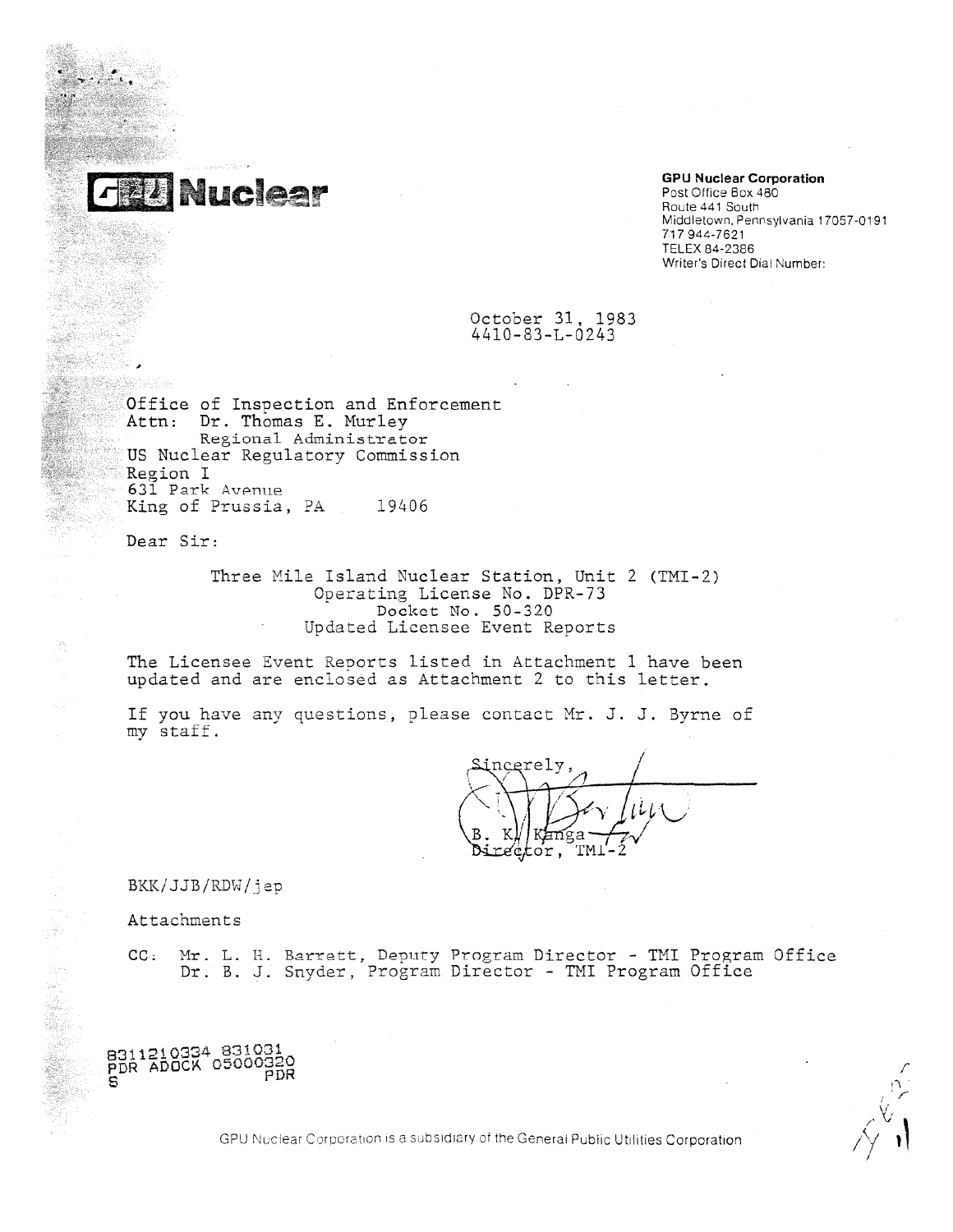**GPU Nuclear**

**GPU Nuclear Corporation**
Post Office Box 480
Route 441 South
Middletown, Pennsylvania 17057-0191
717 944-7621
TELEX 84-2386
Writer's Direct Dial Number:

October 31, 1983
4410-83-L-0243

Office of Inspection and Enforcement
Attn: Dr. Thomas E. Murley
Regional Administrator
US Nuclear Regulatory Commission
Region I
631 Park Avenue
King of Prussia, PA 19406

Dear Sir:

Three Mile Island Nuclear Station, Unit 2 (TMI-2)
Operating License No. DPR-73
Docket No. 50-320
Updated Licensee Event Reports

The Licensee Event Reports listed in Attachment 1 have been updated and are enclosed as Attachment 2 to this letter.

If you have any questions, please contact Mr. J. J. Byrne of my staff.

Sincerely,

B. K. Kanga
Director, TMI-2

BKK/JJB/RDW/jep

Attachments

CC: Mr. L. H. Barrett, Deputy Program Director - TMI Program Office
Dr. B. J. Snyder, Program Director - TMI Program Office

8311210334 831031
PDR ADOCK 05000320
S PDR

GPU Nuclear Corporation is a subsidiary of the General Public Utilities Corporation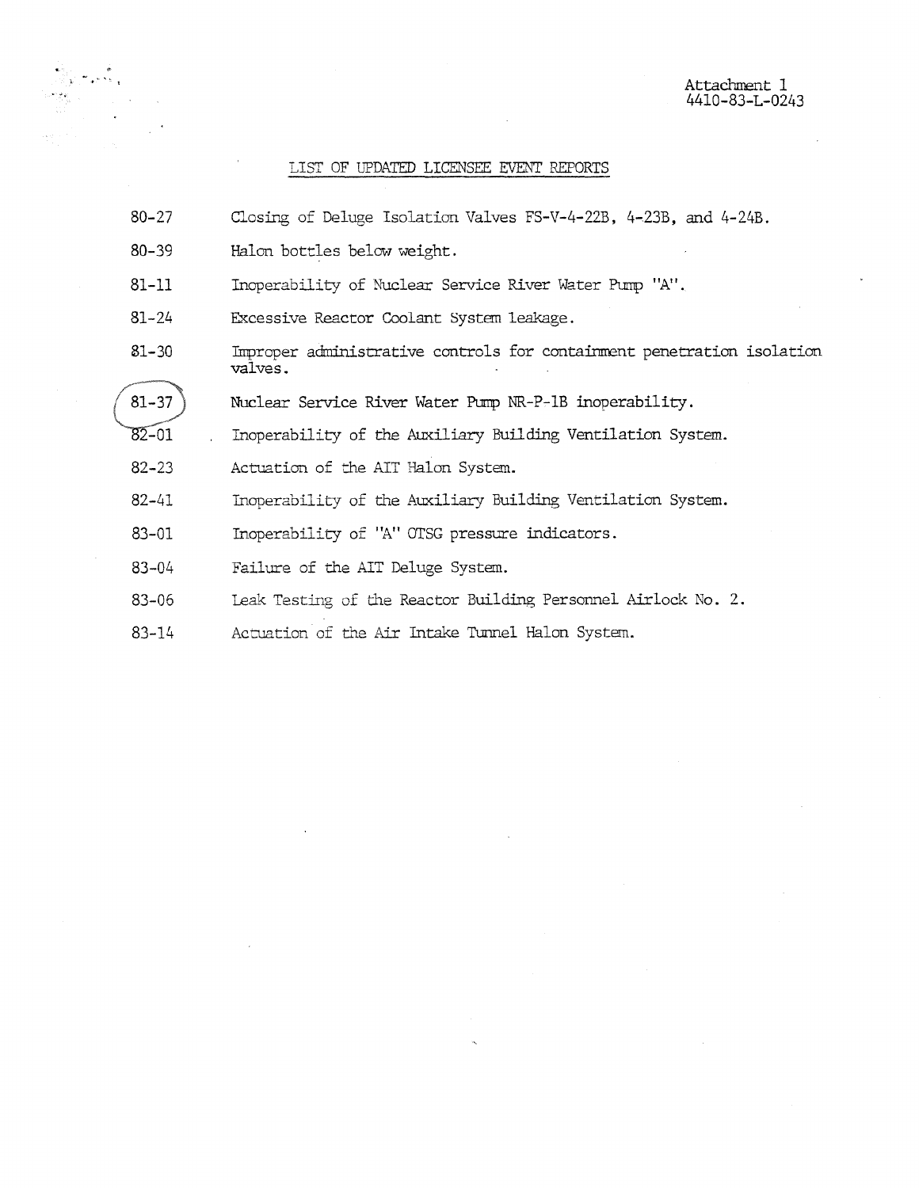Attachment 1
4410-83-L-0243

## LIST OF UPDATED LICENSEE EVENT REPORTS

| | |
|---|---|
| 80-27 | Closing of Deluge Isolation Valves FS-V-4-22B, 4-23B, and 4-24B. |
| 80-39 | Halon bottles below weight. |
| 81-11 | Inoperability of Nuclear Service River Water Pump "A". |
| 81-24 | Excessive Reactor Coolant System leakage. |
| 81-30 | Improper administrative controls for containment penetration isolation valves. |
| 81-37 | Nuclear Service River Water Pump NR-P-1B inoperability. |
| 82-01 | Inoperability of the Auxiliary Building Ventilation System. |
| 82-23 | Actuation of the AIT Halon System. |
| 82-41 | Inoperability of the Auxiliary Building Ventilation System. |
| 83-01 | Inoperability of "A" OTSG pressure indicators. |
| 83-04 | Failure of the AIT Deluge System. |
| 83-06 | Leak Testing of the Reactor Building Personnel Airlock No. 2. |
| 83-14 | Actuation of the Air Intake Tunnel Halon System. |